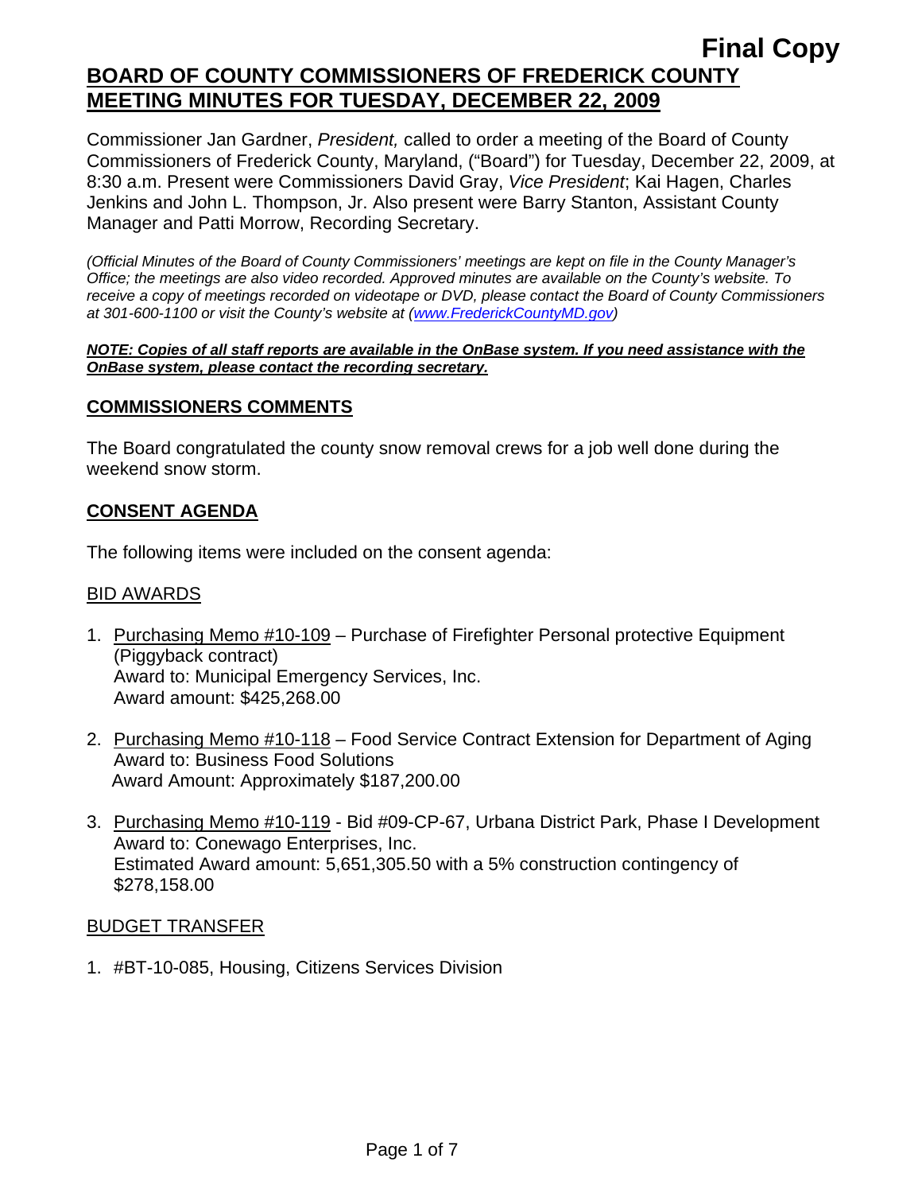**Final Copy**

# BOARD OF COUNTY COMMISSIONERS OF FREDERICK COUNTY MEETING MINUTES FOR TUESDAY, DECEMBER 22, 2009

Commissioner Jan Gardner, *President,* called to order a meeting of the Board of County Commissioners of Frederick County, Maryland, ("Board") for Tuesday, December 22, 2009, at 8:30 a.m. Present were Commissioners David Gray, *Vice President*; Kai Hagen, Charles Jenkins and John L. Thompson, Jr. Also present were Barry Stanton, Assistant County Manager and Patti Morrow, Recording Secretary.

*(Official Minutes of the Board of County Commissioners' meetings are kept on file in the County Manager's Office; the meetings are also video recorded. Approved minutes are available on the County's website. To receive a copy of meetings recorded on videotape or DVD, please contact the Board of County Commissioners at 301-600-1100 or visit the County's website at (www.FrederickCountyMD.gov)*

***NOTE: Copies of all staff reports are available in the OnBase system. If you need assistance with the OnBase system, please contact the recording secretary.***

## COMMISSIONERS COMMENTS

The Board congratulated the county snow removal crews for a job well done during the weekend snow storm.

## CONSENT AGENDA

The following items were included on the consent agenda:

### BID AWARDS

1. Purchasing Memo #10-109 – Purchase of Firefighter Personal protective Equipment (Piggyback contract)
   Award to: Municipal Emergency Services, Inc.
   Award amount: $425,268.00

2. Purchasing Memo #10-118 – Food Service Contract Extension for Department of Aging
   Award to: Business Food Solutions
   Award Amount: Approximately $187,200.00

3. Purchasing Memo #10-119 - Bid #09-CP-67, Urbana District Park, Phase I Development
   Award to: Conewago Enterprises, Inc.
   Estimated Award amount: 5,651,305.50 with a 5% construction contingency of $278,158.00

### BUDGET TRANSFER

1. #BT-10-085, Housing, Citizens Services Division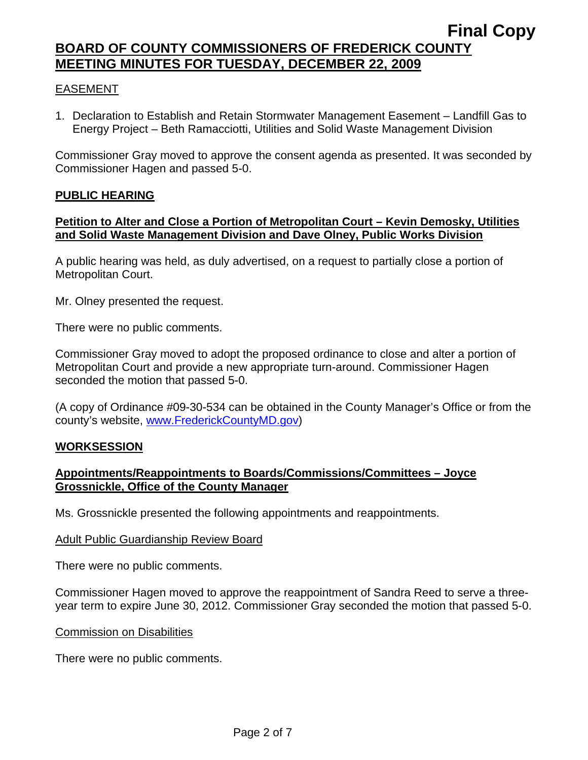EASEMENT

1. Declaration to Establish and Retain Stormwater Management Easement – Landfill Gas to Energy Project – Beth Ramacciotti, Utilities and Solid Waste Management Division

Commissioner Gray moved to approve the consent agenda as presented. It was seconded by Commissioner Hagen and passed 5-0.

## PUBLIC HEARING

### Petition to Alter and Close a Portion of Metropolitan Court – Kevin Demosky, Utilities and Solid Waste Management Division and Dave Olney, Public Works Division

A public hearing was held, as duly advertised, on a request to partially close a portion of Metropolitan Court.

Mr. Olney presented the request.

There were no public comments.

Commissioner Gray moved to adopt the proposed ordinance to close and alter a portion of Metropolitan Court and provide a new appropriate turn-around. Commissioner Hagen seconded the motion that passed 5-0.

(A copy of Ordinance #09-30-534 can be obtained in the County Manager's Office or from the county's website, www.FrederickCountyMD.gov)

## WORKSESSION

### Appointments/Reappointments to Boards/Commissions/Committees – Joyce Grossnickle, Office of the County Manager

Ms. Grossnickle presented the following appointments and reappointments.

Adult Public Guardianship Review Board

There were no public comments.

Commissioner Hagen moved to approve the reappointment of Sandra Reed to serve a three-year term to expire June 30, 2012. Commissioner Gray seconded the motion that passed 5-0.

Commission on Disabilities

There were no public comments.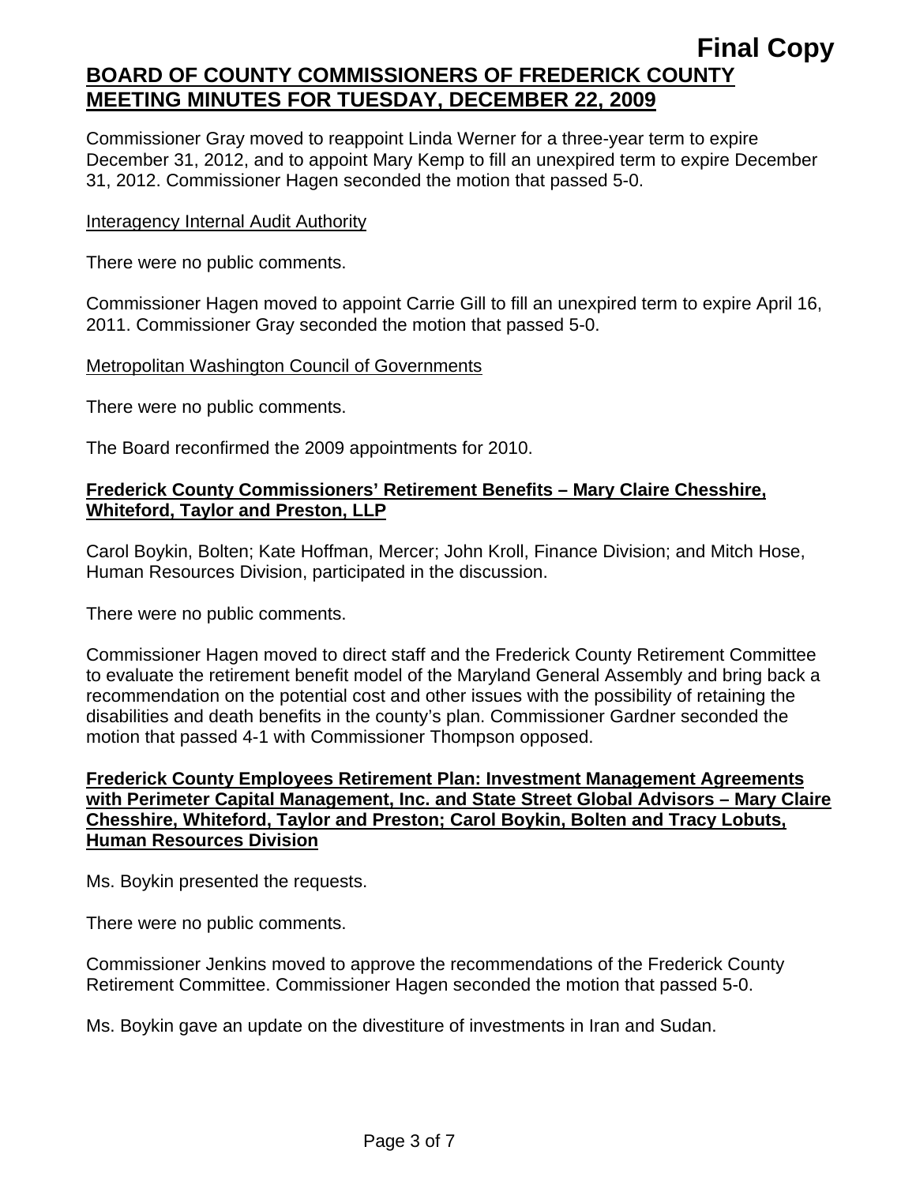Commissioner Gray moved to reappoint Linda Werner for a three-year term to expire December 31, 2012, and to appoint Mary Kemp to fill an unexpired term to expire December 31, 2012. Commissioner Hagen seconded the motion that passed 5-0.

Interagency Internal Audit Authority

There were no public comments.

Commissioner Hagen moved to appoint Carrie Gill to fill an unexpired term to expire April 16, 2011. Commissioner Gray seconded the motion that passed 5-0.

Metropolitan Washington Council of Governments

There were no public comments.

The Board reconfirmed the 2009 appointments for 2010.

**Frederick County Commissioners' Retirement Benefits – Mary Claire Chesshire, Whiteford, Taylor and Preston, LLP**

Carol Boykin, Bolten; Kate Hoffman, Mercer; John Kroll, Finance Division; and Mitch Hose, Human Resources Division, participated in the discussion.

There were no public comments.

Commissioner Hagen moved to direct staff and the Frederick County Retirement Committee to evaluate the retirement benefit model of the Maryland General Assembly and bring back a recommendation on the potential cost and other issues with the possibility of retaining the disabilities and death benefits in the county's plan. Commissioner Gardner seconded the motion that passed 4-1 with Commissioner Thompson opposed.

**Frederick County Employees Retirement Plan: Investment Management Agreements with Perimeter Capital Management, Inc. and State Street Global Advisors – Mary Claire Chesshire, Whiteford, Taylor and Preston; Carol Boykin, Bolten and Tracy Lobuts, Human Resources Division**

Ms. Boykin presented the requests.

There were no public comments.

Commissioner Jenkins moved to approve the recommendations of the Frederick County Retirement Committee. Commissioner Hagen seconded the motion that passed 5-0.

Ms. Boykin gave an update on the divestiture of investments in Iran and Sudan.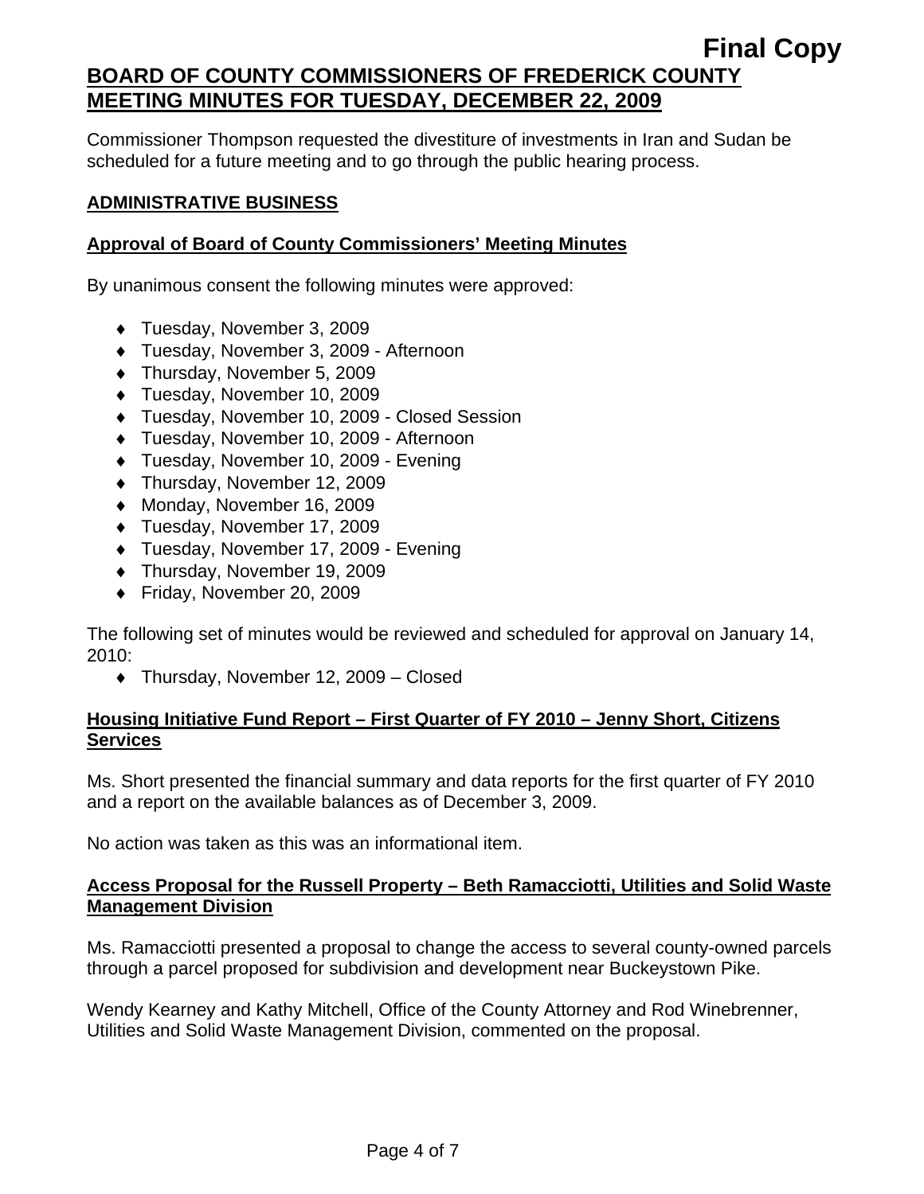Commissioner Thompson requested the divestiture of investments in Iran and Sudan be scheduled for a future meeting and to go through the public hearing process.

## ADMINISTRATIVE BUSINESS

### Approval of Board of County Commissioners' Meeting Minutes

By unanimous consent the following minutes were approved:

- Tuesday, November 3, 2009
- Tuesday, November 3, 2009 - Afternoon
- Thursday, November 5, 2009
- Tuesday, November 10, 2009
- Tuesday, November 10, 2009 - Closed Session
- Tuesday, November 10, 2009 - Afternoon
- Tuesday, November 10, 2009 - Evening
- Thursday, November 12, 2009
- Monday, November 16, 2009
- Tuesday, November 17, 2009
- Tuesday, November 17, 2009 - Evening
- Thursday, November 19, 2009
- Friday, November 20, 2009

The following set of minutes would be reviewed and scheduled for approval on January 14, 2010:

- Thursday, November 12, 2009 – Closed

### Housing Initiative Fund Report – First Quarter of FY 2010 – Jenny Short, Citizens Services

Ms. Short presented the financial summary and data reports for the first quarter of FY 2010 and a report on the available balances as of December 3, 2009.

No action was taken as this was an informational item.

### Access Proposal for the Russell Property – Beth Ramacciotti, Utilities and Solid Waste Management Division

Ms. Ramacciotti presented a proposal to change the access to several county-owned parcels through a parcel proposed for subdivision and development near Buckeystown Pike.

Wendy Kearney and Kathy Mitchell, Office of the County Attorney and Rod Winebrenner, Utilities and Solid Waste Management Division, commented on the proposal.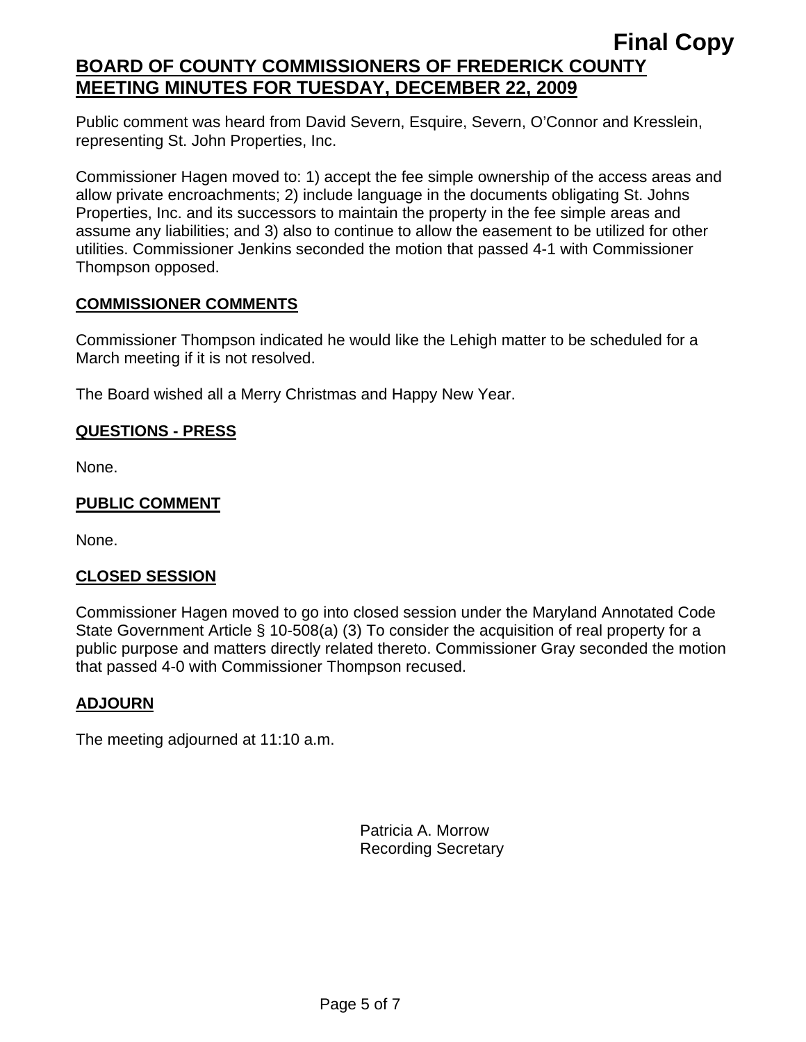Final Copy

**BOARD OF COUNTY COMMISSIONERS OF FREDERICK COUNTY**
**MEETING MINUTES FOR TUESDAY, DECEMBER 22, 2009**

Public comment was heard from David Severn, Esquire, Severn, O'Connor and Kresslein, representing St. John Properties, Inc.

Commissioner Hagen moved to: 1) accept the fee simple ownership of the access areas and allow private encroachments; 2) include language in the documents obligating St. Johns Properties, Inc. and its successors to maintain the property in the fee simple areas and assume any liabilities; and 3) also to continue to allow the easement to be utilized for other utilities. Commissioner Jenkins seconded the motion that passed 4-1 with Commissioner Thompson opposed.

## COMMISSIONER COMMENTS

Commissioner Thompson indicated he would like the Lehigh matter to be scheduled for a March meeting if it is not resolved.

The Board wished all a Merry Christmas and Happy New Year.

## QUESTIONS - PRESS

None.

## PUBLIC COMMENT

None.

## CLOSED SESSION

Commissioner Hagen moved to go into closed session under the Maryland Annotated Code State Government Article § 10-508(a) (3) To consider the acquisition of real property for a public purpose and matters directly related thereto. Commissioner Gray seconded the motion that passed 4-0 with Commissioner Thompson recused.

## ADJOURN

The meeting adjourned at 11:10 a.m.

Patricia A. Morrow
Recording Secretary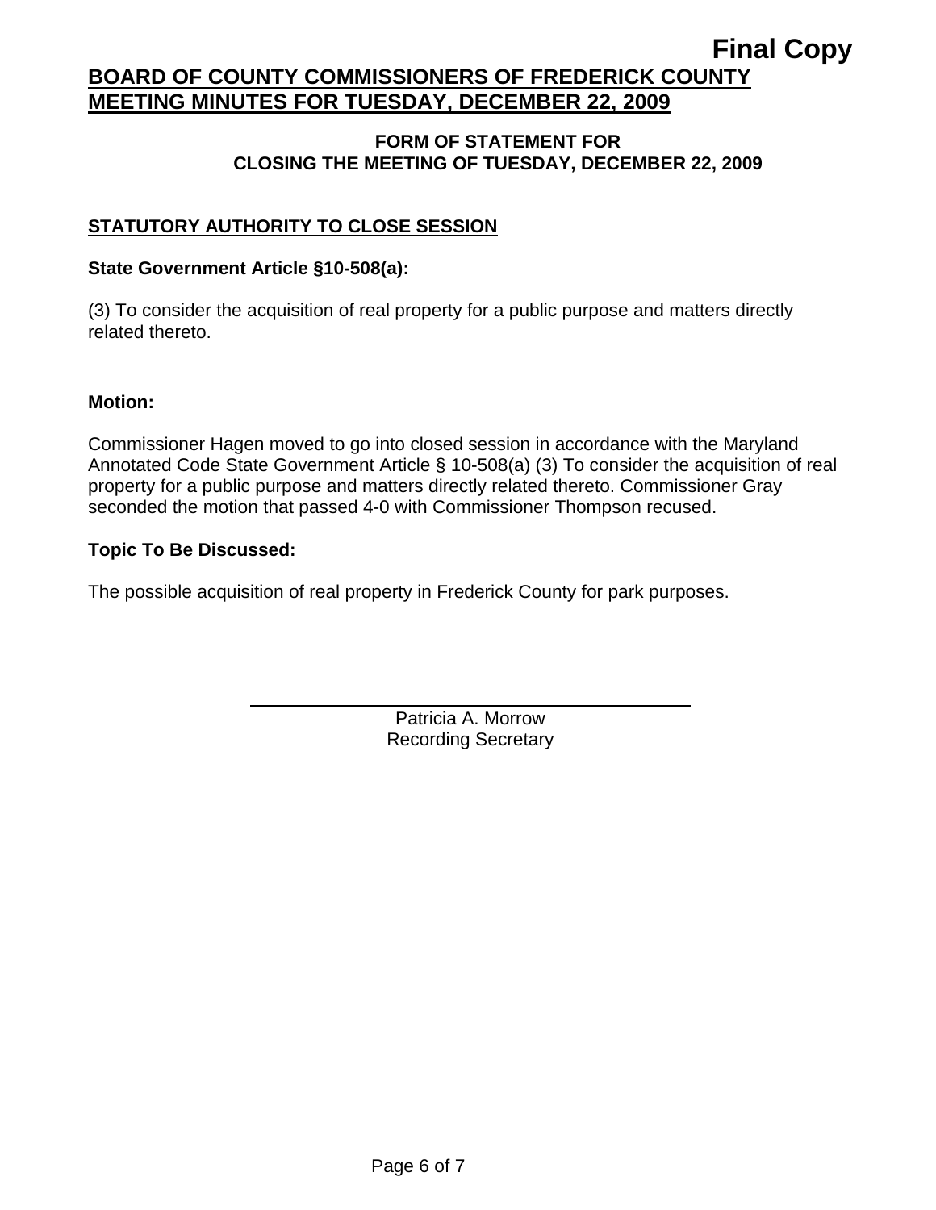Final Copy

# BOARD OF COUNTY COMMISSIONERS OF FREDERICK COUNTY MEETING MINUTES FOR TUESDAY, DECEMBER 22, 2009

## FORM OF STATEMENT FOR CLOSING THE MEETING OF TUESDAY, DECEMBER 22, 2009

### STATUTORY AUTHORITY TO CLOSE SESSION

**State Government Article §10-508(a):**

(3) To consider the acquisition of real property for a public purpose and matters directly related thereto.

**Motion:**

Commissioner Hagen moved to go into closed session in accordance with the Maryland Annotated Code State Government Article § 10-508(a) (3) To consider the acquisition of real property for a public purpose and matters directly related thereto. Commissioner Gray seconded the motion that passed 4-0 with Commissioner Thompson recused.

**Topic To Be Discussed:**

The possible acquisition of real property in Frederick County for park purposes.

\_\_\_\_\_\_\_\_\_\_\_\_\_\_\_\_\_\_\_\_\_\_\_\_\_\_\_\_\_\_\_\_\_\_\_\_

Patricia A. Morrow
Recording Secretary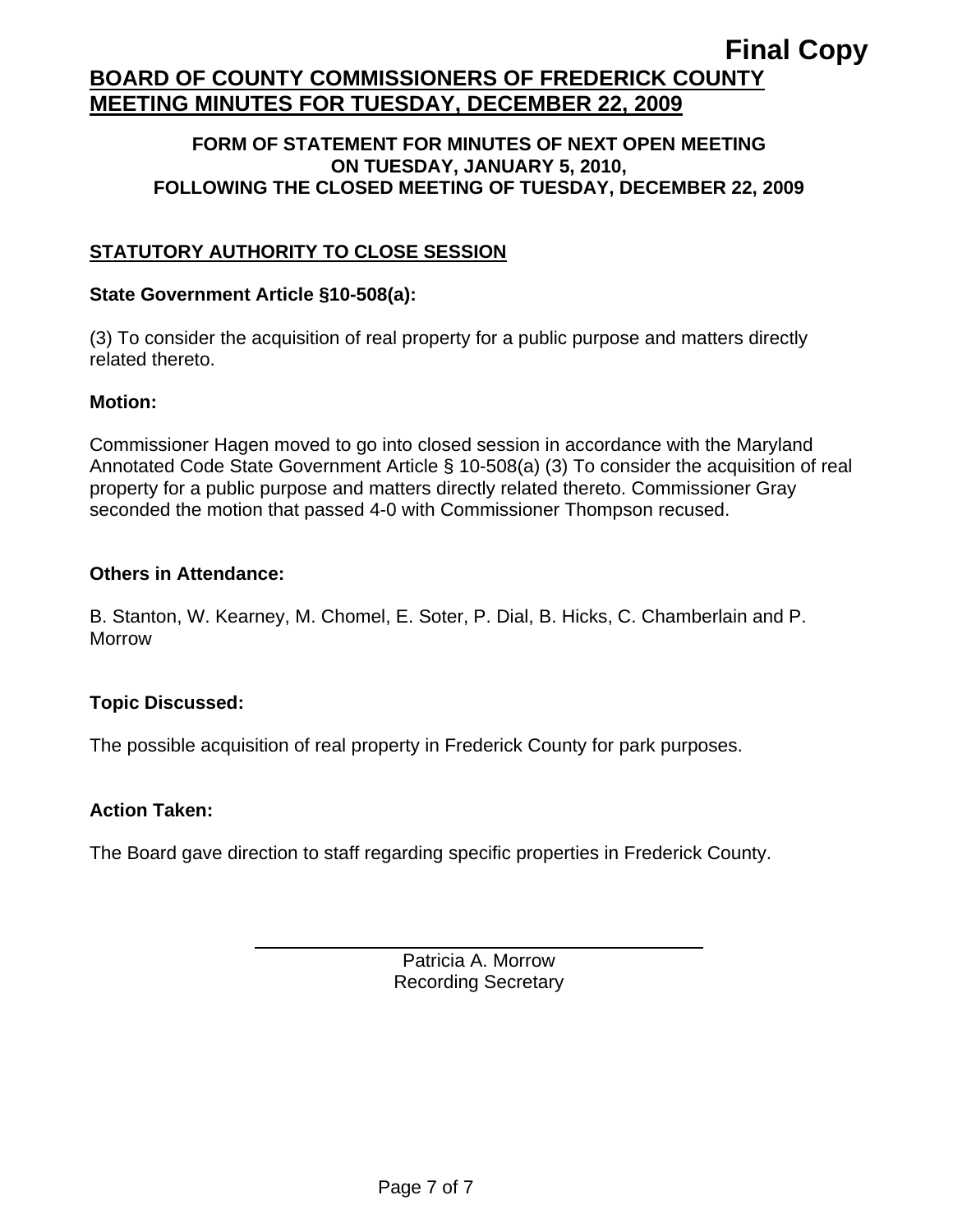**Final Copy**

# BOARD OF COUNTY COMMISSIONERS OF FREDERICK COUNTY MEETING MINUTES FOR TUESDAY, DECEMBER 22, 2009

### FORM OF STATEMENT FOR MINUTES OF NEXT OPEN MEETING ON TUESDAY, JANUARY 5, 2010, FOLLOWING THE CLOSED MEETING OF TUESDAY, DECEMBER 22, 2009

## STATUTORY AUTHORITY TO CLOSE SESSION

**State Government Article §10-508(a):**

(3) To consider the acquisition of real property for a public purpose and matters directly related thereto.

**Motion:**

Commissioner Hagen moved to go into closed session in accordance with the Maryland Annotated Code State Government Article § 10-508(a) (3) To consider the acquisition of real property for a public purpose and matters directly related thereto. Commissioner Gray seconded the motion that passed 4-0 with Commissioner Thompson recused.

**Others in Attendance:**

B. Stanton, W. Kearney, M. Chomel, E. Soter, P. Dial, B. Hicks, C. Chamberlain and P. Morrow

**Topic Discussed:**

The possible acquisition of real property in Frederick County for park purposes.

**Action Taken:**

The Board gave direction to staff regarding specific properties in Frederick County.

Patricia A. Morrow
Recording Secretary